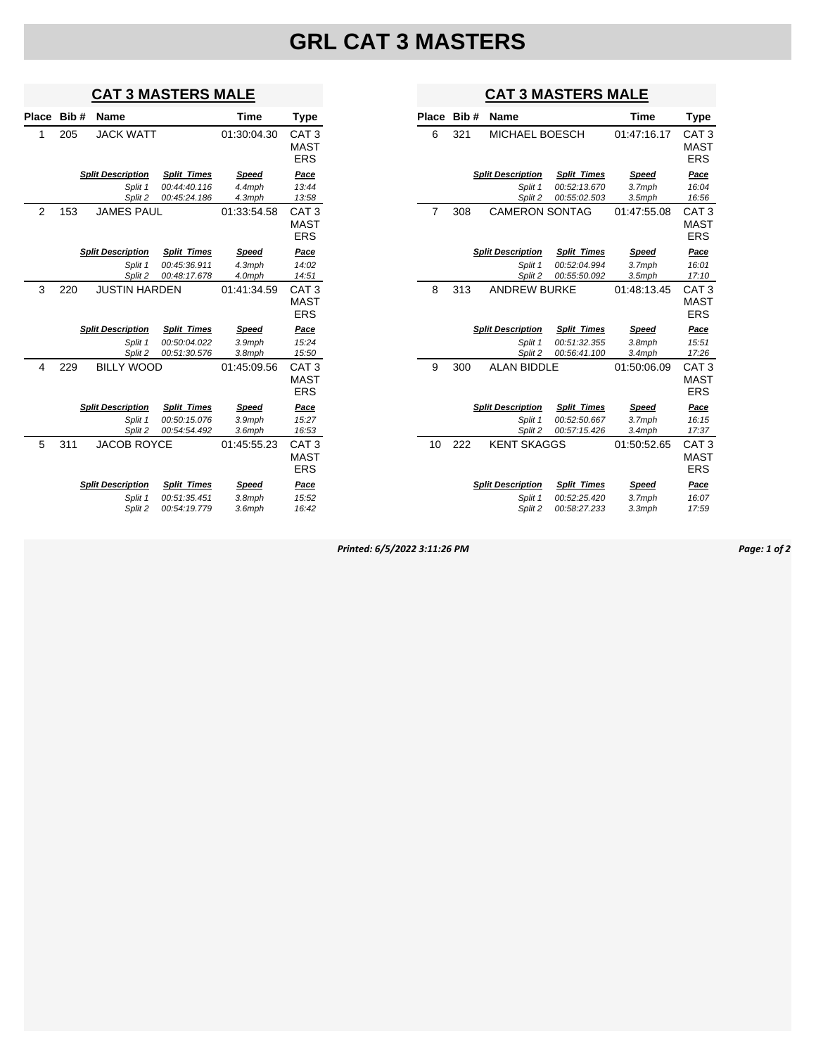# GRL CAT 3 MASTERS

## CAT 3 MASTERS MALE

| Place | Bib # | Name | Time | Type |
|---|---|---|---|---|
| 1 | 205 | JACK WATT | 01:30:04.30 | CAT 3 MASTERS |

| Split Description | Split Times | Speed | Pace |
|---|---|---|---|
| Split 1 | 00:44:40.116 | 4.4mph | 13:44 |
| Split 2 | 00:45:24.186 | 4.3mph | 13:58 |

| Place | Bib # | Name | Time | Type |
|---|---|---|---|---|
| 2 | 153 | JAMES PAUL | 01:33:54.58 | CAT 3 MASTERS |

| Split Description | Split Times | Speed | Pace |
|---|---|---|---|
| Split 1 | 00:45:36.911 | 4.3mph | 14:02 |
| Split 2 | 00:48:17.678 | 4.0mph | 14:51 |

| Place | Bib # | Name | Time | Type |
|---|---|---|---|---|
| 3 | 220 | JUSTIN HARDEN | 01:41:34.59 | CAT 3 MASTERS |

| Split Description | Split Times | Speed | Pace |
|---|---|---|---|
| Split 1 | 00:50:04.022 | 3.9mph | 15:24 |
| Split 2 | 00:51:30.576 | 3.8mph | 15:50 |

| Place | Bib # | Name | Time | Type |
|---|---|---|---|---|
| 4 | 229 | BILLY WOOD | 01:45:09.56 | CAT 3 MASTERS |

| Split Description | Split Times | Speed | Pace |
|---|---|---|---|
| Split 1 | 00:50:15.076 | 3.9mph | 15:27 |
| Split 2 | 00:54:54.492 | 3.6mph | 16:53 |

| Place | Bib # | Name | Time | Type |
|---|---|---|---|---|
| 5 | 311 | JACOB ROYCE | 01:45:55.23 | CAT 3 MASTERS |

| Split Description | Split Times | Speed | Pace |
|---|---|---|---|
| Split 1 | 00:51:35.451 | 3.8mph | 15:52 |
| Split 2 | 00:54:19.779 | 3.6mph | 16:42 |

## CAT 3 MASTERS MALE

| Place | Bib # | Name | Time | Type |
|---|---|---|---|---|
| 6 | 321 | MICHAEL BOESCH | 01:47:16.17 | CAT 3 MASTERS |

| Split Description | Split Times | Speed | Pace |
|---|---|---|---|
| Split 1 | 00:52:13.670 | 3.7mph | 16:04 |
| Split 2 | 00:55:02.503 | 3.5mph | 16:56 |

| Place | Bib # | Name | Time | Type |
|---|---|---|---|---|
| 7 | 308 | CAMERON SONTAG | 01:47:55.08 | CAT 3 MASTERS |

| Split Description | Split Times | Speed | Pace |
|---|---|---|---|
| Split 1 | 00:52:04.994 | 3.7mph | 16:01 |
| Split 2 | 00:55:50.092 | 3.5mph | 17:10 |

| Place | Bib # | Name | Time | Type |
|---|---|---|---|---|
| 8 | 313 | ANDREW BURKE | 01:48:13.45 | CAT 3 MASTERS |

| Split Description | Split Times | Speed | Pace |
|---|---|---|---|
| Split 1 | 00:51:32.355 | 3.8mph | 15:51 |
| Split 2 | 00:56:41.100 | 3.4mph | 17:26 |

| Place | Bib # | Name | Time | Type |
|---|---|---|---|---|
| 9 | 300 | ALAN BIDDLE | 01:50:06.09 | CAT 3 MASTERS |

| Split Description | Split Times | Speed | Pace |
|---|---|---|---|
| Split 1 | 00:52:50.667 | 3.7mph | 16:15 |
| Split 2 | 00:57:15.426 | 3.4mph | 17:37 |

| Place | Bib # | Name | Time | Type |
|---|---|---|---|---|
| 10 | 222 | KENT SKAGGS | 01:50:52.65 | CAT 3 MASTERS |

| Split Description | Split Times | Speed | Pace |
|---|---|---|---|
| Split 1 | 00:52:25.420 | 3.7mph | 16:07 |
| Split 2 | 00:58:27.233 | 3.3mph | 17:59 |

*Printed: 6/5/2022 3:11:26 PM*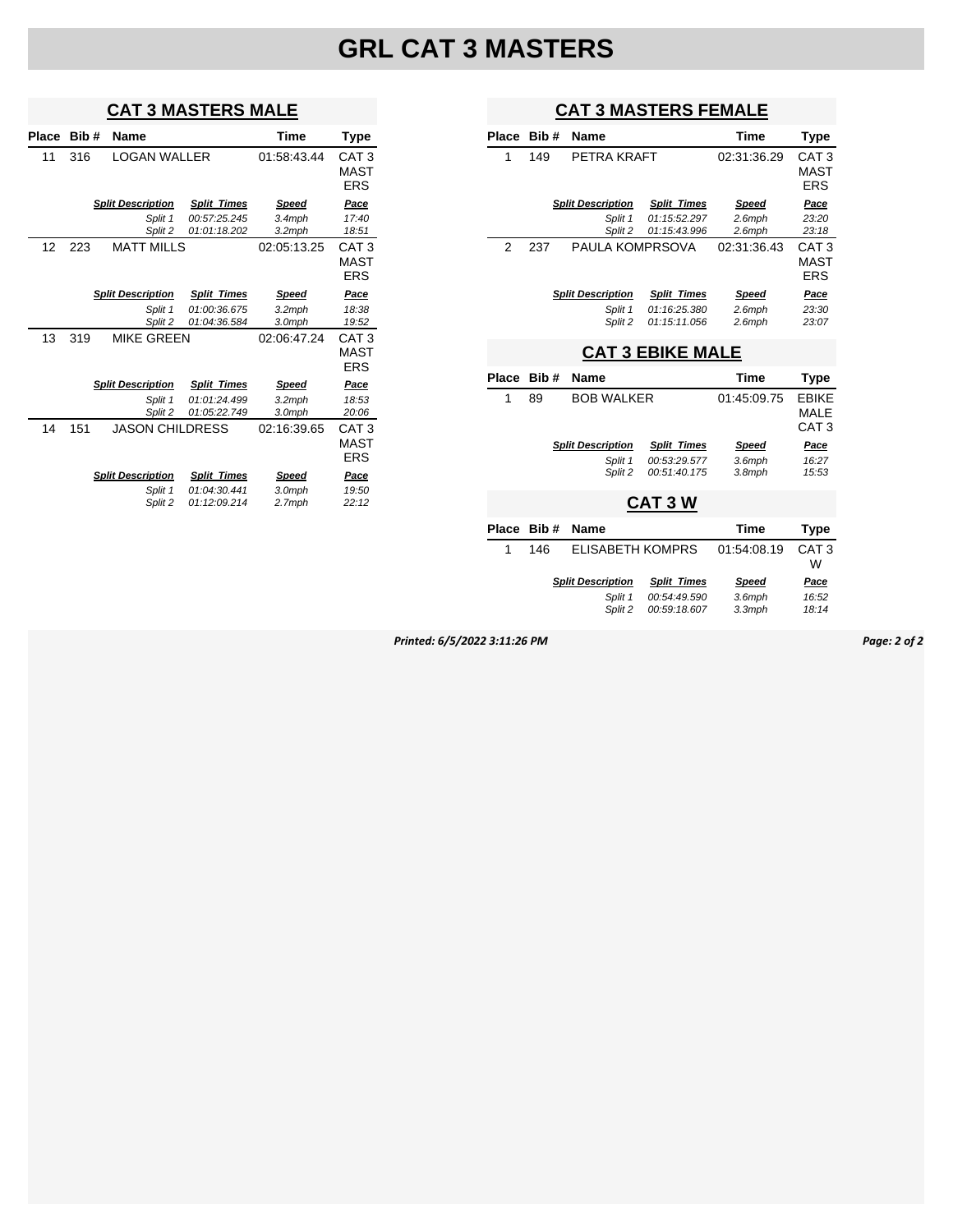# GRL CAT 3 MASTERS

## CAT 3 MASTERS MALE

| Place | Bib # | Name | Time | Type |
|---|---|---|---|---|
| 11 | 316 | LOGAN WALLER | 01:58:43.44 | CAT 3 MASTERS |

| Split Description | Split Times | Speed | Pace |
|---|---|---|---|
| Split 1 | 00:57:25.245 | 3.4mph | 17:40 |
| Split 2 | 01:01:18.202 | 3.2mph | 18:51 |

| Place | Bib # | Name | Time | Type |
|---|---|---|---|---|
| 12 | 223 | MATT MILLS | 02:05:13.25 | CAT 3 MASTERS |

| Split Description | Split Times | Speed | Pace |
|---|---|---|---|
| Split 1 | 01:00:36.675 | 3.2mph | 18:38 |
| Split 2 | 01:04:36.584 | 3.0mph | 19:52 |

| Place | Bib # | Name | Time | Type |
|---|---|---|---|---|
| 13 | 319 | MIKE GREEN | 02:06:47.24 | CAT 3 MASTERS |

| Split Description | Split Times | Speed | Pace |
|---|---|---|---|
| Split 1 | 01:01:24.499 | 3.2mph | 18:53 |
| Split 2 | 01:05:22.749 | 3.0mph | 20:06 |

| Place | Bib # | Name | Time | Type |
|---|---|---|---|---|
| 14 | 151 | JASON CHILDRESS | 02:16:39.65 | CAT 3 MASTERS |

| Split Description | Split Times | Speed | Pace |
|---|---|---|---|
| Split 1 | 01:04:30.441 | 3.0mph | 19:50 |
| Split 2 | 01:12:09.214 | 2.7mph | 22:12 |

## CAT 3 MASTERS FEMALE

| Place | Bib # | Name | Time | Type |
|---|---|---|---|---|
| 1 | 149 | PETRA KRAFT | 02:31:36.29 | CAT 3 MASTERS |

| Split Description | Split Times | Speed | Pace |
|---|---|---|---|
| Split 1 | 01:15:52.297 | 2.6mph | 23:20 |
| Split 2 | 01:15:43.996 | 2.6mph | 23:18 |

| Place | Bib # | Name | Time | Type |
|---|---|---|---|---|
| 2 | 237 | PAULA KOMPRSOVA | 02:31:36.43 | CAT 3 MASTERS |

| Split Description | Split Times | Speed | Pace |
|---|---|---|---|
| Split 1 | 01:16:25.380 | 2.6mph | 23:30 |
| Split 2 | 01:15:11.056 | 2.6mph | 23:07 |

## CAT 3 EBIKE MALE

| Place | Bib # | Name | Time | Type |
|---|---|---|---|---|
| 1 | 89 | BOB WALKER | 01:45:09.75 | EBIKE MALE CAT 3 |

| Split Description | Split Times | Speed | Pace |
|---|---|---|---|
| Split 1 | 00:53:29.577 | 3.6mph | 16:27 |
| Split 2 | 00:51:40.175 | 3.8mph | 15:53 |

## CAT 3 W

| Place | Bib # | Name | Time | Type |
|---|---|---|---|---|
| 1 | 146 | ELISABETH KOMPRS | 01:54:08.19 | CAT 3 W |

| Split Description | Split Times | Speed | Pace |
|---|---|---|---|
| Split 1 | 00:54:49.590 | 3.6mph | 16:52 |
| Split 2 | 00:59:18.607 | 3.3mph | 18:14 |

*Printed: 6/5/2022 3:11:26 PM*